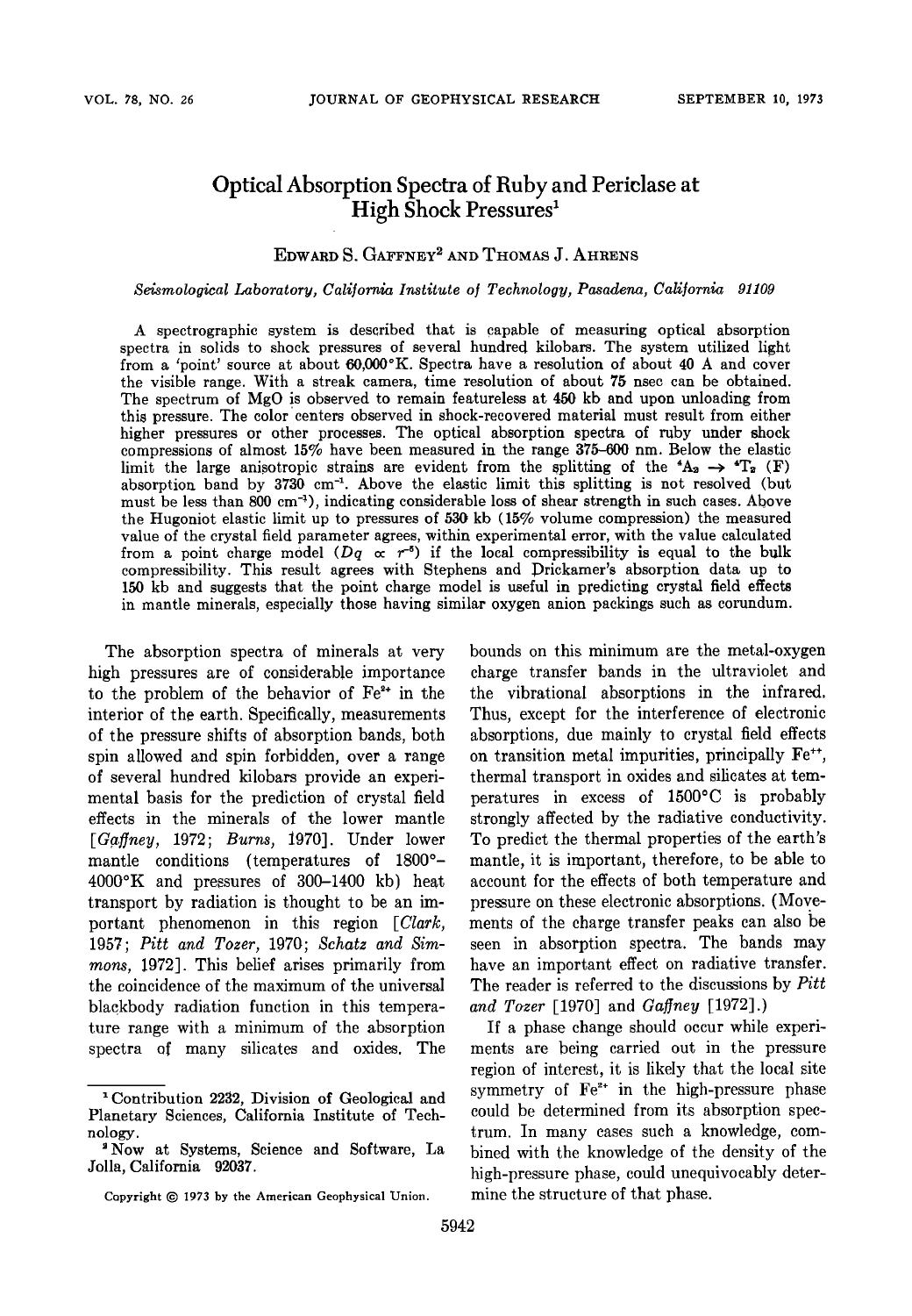# Optical Absorption Spectra of Ruby and Periclase at High Shock Pressures[1]

EDWARD S. GAFFNEY[2] AND THOMAS J. AHRENS

*Seismological Laboratory, California Institute of Technology, Pasadena, California 91109*

A spectrographic system is described that is capable of measuring optical absorption spectra in solids to shock pressures of several hundred kilobars. The system utilized light from a 'point' source at about 60,000°K. Spectra have a resolution of about 40 A and cover the visible range. With a streak camera, time resolution of about 75 nsec can be obtained. The spectrum of MgO is observed to remain featureless at 450 kb and upon unloading from this pressure. The color centers observed in shock-recovered material must result from either higher pressures or other processes. The optical absorption spectra of ruby under shock compressions of almost 15% have been measured in the range 375–600 nm. Below the elastic limit the large anisotropic strains are evident from the splitting of the $^4A_2 \rightarrow {}^4T_2$ (F) absorption band by 3730 $cm^{-1}$. Above the elastic limit this splitting is not resolved (but must be less than 800 $cm^{-1}$), indicating considerable loss of shear strength in such cases. Above the Hugoniot elastic limit up to pressures of 530 kb (15% volume compression) the measured value of the crystal field parameter agrees, within experimental error, with the value calculated from a point charge model ($Dq \propto r^{-5}$) if the local compressibility is equal to the bulk compressibility. This result agrees with Stephens and Drickamer's absorption data up to 150 kb and suggests that the point charge model is useful in predicting crystal field effects in mantle minerals, especially those having similar oxygen anion packings such as corundum.

The absorption spectra of minerals at very high pressures are of considerable importance to the problem of the behavior of $Fe^{2+}$ in the interior of the earth. Specifically, measurements of the pressure shifts of absorption bands, both spin allowed and spin forbidden, over a range of several hundred kilobars provide an experimental basis for the prediction of crystal field effects in the minerals of the lower mantle [*Gaffney*, 1972; *Burns*, 1970]. Under lower mantle conditions (temperatures of 1800°–4000°K and pressures of 300–1400 kb) heat transport by radiation is thought to be an important phenomenon in this region [*Clark*, 1957; *Pitt and Tozer*, 1970; *Schatz and Simmons*, 1972]. This belief arises primarily from the coincidence of the maximum of the universal blackbody radiation function in this temperature range with a minimum of the absorption spectra of many silicates and oxides. The bounds on this minimum are the metal-oxygen charge transfer bands in the ultraviolet and the vibrational absorptions in the infrared. Thus, except for the interference of electronic absorptions, due mainly to crystal field effects on transition metal impurities, principally $Fe^{++}$, thermal transport in oxides and silicates at temperatures in excess of 1500°C is probably strongly affected by the radiative conductivity. To predict the thermal properties of the earth's mantle, it is important, therefore, to be able to account for the effects of both temperature and pressure on these electronic absorptions. (Movements of the charge transfer peaks can also be seen in absorption spectra. The bands may have an important effect on radiative transfer. The reader is referred to the discussions by *Pitt and Tozer* [1970] and *Gaffney* [1972].)

If a phase change should occur while experiments are being carried out in the pressure region of interest, it is likely that the local site symmetry of $Fe^{2+}$ in the high-pressure phase could be determined from its absorption spectrum. In many cases such a knowledge, combined with the knowledge of the density of the high-pressure phase, could unequivocably determine the structure of that phase.

[1] Contribution 2232, Division of Geological and Planetary Sciences, California Institute of Technology.

[2] Now at Systems, Science and Software, La Jolla, California 92037.

Copyright © 1973 by the American Geophysical Union.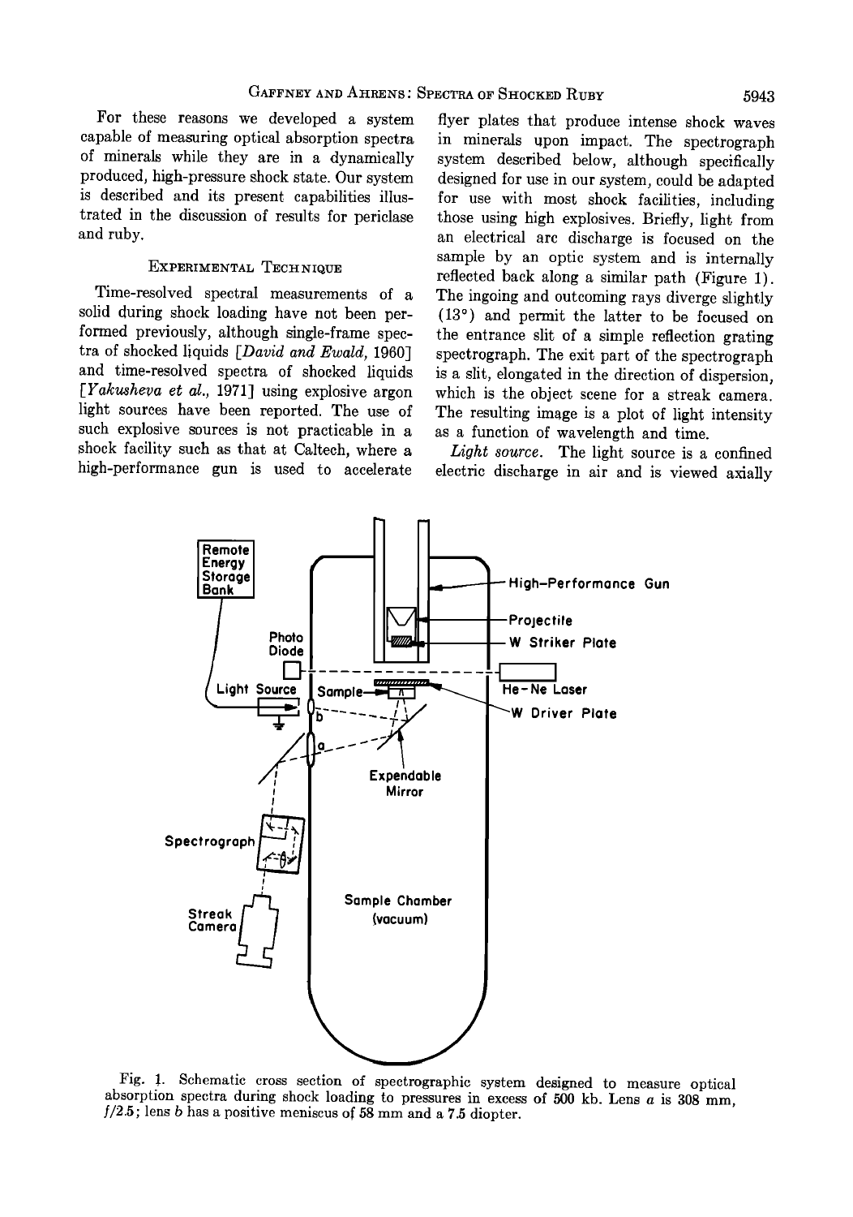For these reasons we developed a system capable of measuring optical absorption spectra of minerals while they are in a dynamically produced, high-pressure shock state. Our system is described and its present capabilities illustrated in the discussion of results for periclase and ruby.

## Experimental Technique

Time-resolved spectral measurements of a solid during shock loading have not been performed previously, although single-frame spectra of shocked liquids [*David and Ewald*, 1960] and time-resolved spectra of shocked liquids [*Yakusheva et al.*, 1971] using explosive argon light sources have been reported. The use of such explosive sources is not practicable in a shock facility such as that at Caltech, where a high-performance gun is used to accelerate flyer plates that produce intense shock waves in minerals upon impact. The spectrograph system described below, although specifically designed for use in our system, could be adapted for use with most shock facilities, including those using high explosives. Briefly, light from an electrical arc discharge is focused on the sample by an optic system and is internally reflected back along a similar path (Figure 1). The ingoing and outcoming rays diverge slightly (13°) and permit the latter to be focused on the entrance slit of a simple reflection grating spectrograph. The exit part of the spectrograph is a slit, elongated in the direction of dispersion, which is the object scene for a streak camera. The resulting image is a plot of light intensity as a function of wavelength and time.

*Light source.* The light source is a confined electric discharge in air and is viewed axially

Fig. 1. Schematic cross section of spectrographic system designed to measure optical absorption spectra during shock loading to pressures in excess of 500 kb. Lens *a* is 308 mm, *f*/2.5; lens *b* has a positive meniscus of 58 mm and a 7.5 diopter.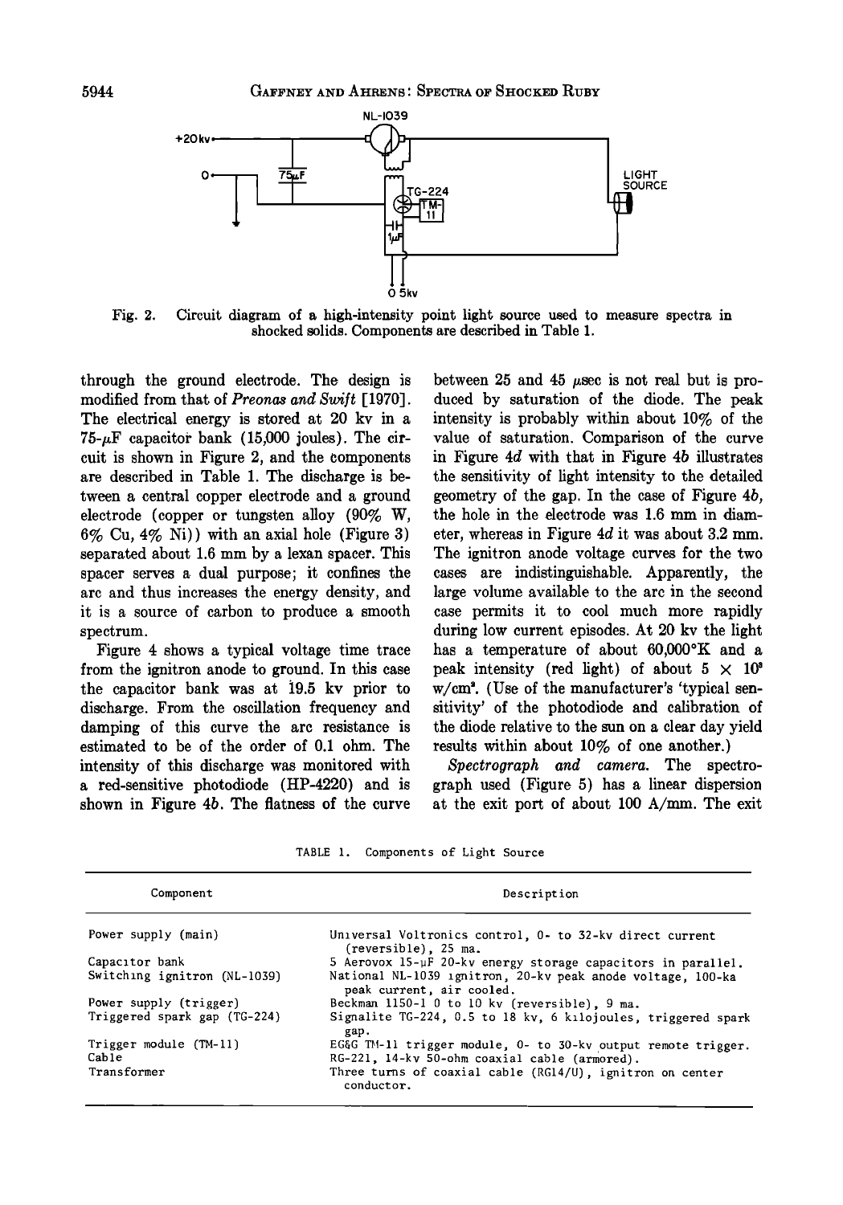Fig. 2. Circuit diagram of a high-intensity point light source used to measure spectra in shocked solids. Components are described in Table 1.

through the ground electrode. The design is modified from that of *Preonas and Swift* [1970]. The electrical energy is stored at 20 kv in a 75-$\mu$F capacitor bank (15,000 joules). The circuit is shown in Figure 2, and the components are described in Table 1. The discharge is between a central copper electrode and a ground electrode (copper or tungsten alloy (90% W, 6% Cu, 4% Ni)) with an axial hole (Figure 3) separated about 1.6 mm by a lexan spacer. This spacer serves a dual purpose; it confines the arc and thus increases the energy density, and it is a source of carbon to produce a smooth spectrum.

Figure 4 shows a typical voltage time trace from the ignitron anode to ground. In this case the capacitor bank was at 19.5 kv prior to discharge. From the oscillation frequency and damping of this curve the arc resistance is estimated to be of the order of 0.1 ohm. The intensity of this discharge was monitored with a red-sensitive photodiode (HP-4220) and is shown in Figure 4*b*. The flatness of the curve between 25 and 45 $\mu$sec is not real but is produced by saturation of the diode. The peak intensity is probably within about 10% of the value of saturation. Comparison of the curve in Figure 4*d* with that in Figure 4*b* illustrates the sensitivity of light intensity to the detailed geometry of the gap. In the case of Figure 4*b*, the hole in the electrode was 1.6 mm in diameter, whereas in Figure 4*d* it was about 3.2 mm. The ignitron anode voltage curves for the two cases are indistinguishable. Apparently, the large volume available to the arc in the second case permits it to cool much more rapidly during low current episodes. At 20 kv the light has a temperature of about 60,000°K and a peak intensity (red light) of about $5 \times 10^{8}$ w/cm$^2$. (Use of the manufacturer's 'typical sensitivity' of the photodiode and calibration of the diode relative to the sun on a clear day yield results within about 10% of one another.)

*Spectrograph and camera.* The spectrograph used (Figure 5) has a linear dispersion at the exit port of about 100 A/mm. The exit

TABLE 1. Components of Light Source

| Component | Description |
|---|---|
| Power supply (main) | Universal Voltronics control, 0- to 32-kv direct current (reversible), 25 ma. |
| Capacitor bank | 5 Aerovox 15-$\mu$F 20-kv energy storage capacitors in parallel. |
| Switching ignitron (NL-1039) | National NL-1039 ignitron, 20-kv peak anode voltage, 100-ka peak current, air cooled. |
| Power supply (trigger) | Beckman 1150-1 0 to 10 kv (reversible), 9 ma. |
| Triggered spark gap (TG-224) | Signalite TG-224, 0.5 to 18 kv, 6 kilojoules, triggered spark gap. |
| Trigger module (TM-11) | EG&G TM-11 trigger module, 0- to 30-kv output remote trigger. |
| Cable | RG-221, 14-kv 50-ohm coaxial cable (armored). |
| Transformer | Three turns of coaxial cable (RG14/U), ignitron on center conductor. |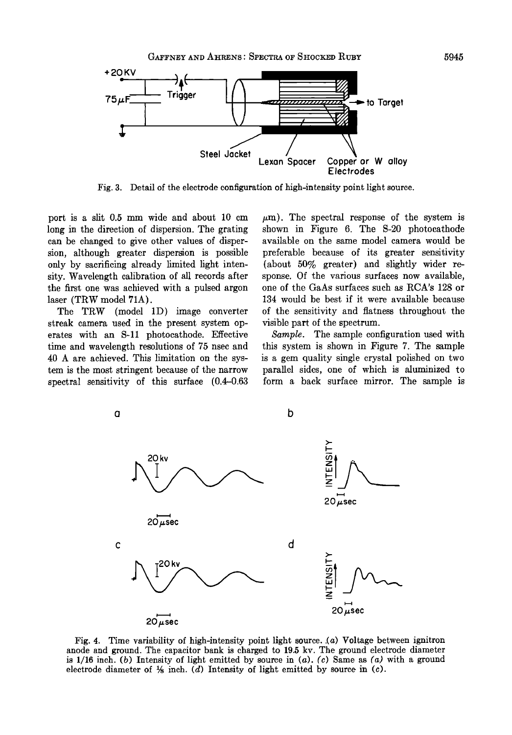Fig. 3. Detail of the electrode configuration of high-intensity point light source.

port is a slit 0.5 mm wide and about 10 cm long in the direction of dispersion. The grating can be changed to give other values of dispersion, although greater dispersion is possible only by sacrificing already limited light intensity. Wavelength calibration of all records after the first one was achieved with a pulsed argon laser (TRW model 71A).

The TRW (model 1D) image converter streak camera used in the present system operates with an S-11 photocathode. Effective time and wavelength resolutions of 75 nsec and 40 A are achieved. This limitation on the system is the most stringent because of the narrow spectral sensitivity of this surface (0.4–0.63 $\mu$m). The spectral response of the system is shown in Figure 6. The S-20 photocathode available on the same model camera would be preferable because of its greater sensitivity (about 50% greater) and slightly wider response. Of the various surfaces now available, one of the GaAs surfaces such as RCA's 128 or 134 would be best if it were available because of the sensitivity and flatness throughout the visible part of the spectrum.

*Sample.* The sample configuration used with this system is shown in Figure 7. The sample is a gem quality single crystal polished on two parallel sides, one of which is aluminized to form a back surface mirror. The sample is

Fig. 4. Time variability of high-intensity point light source. (*a*) Voltage between ignitron anode and ground. The capacitor bank is charged to 19.5 kv. The ground electrode diameter is 1/16 inch. (*b*) Intensity of light emitted by source in (*a*). (*c*) Same as (*a*) with a ground electrode diameter of ⅛ inch. (*d*) Intensity of light emitted by source in (*c*).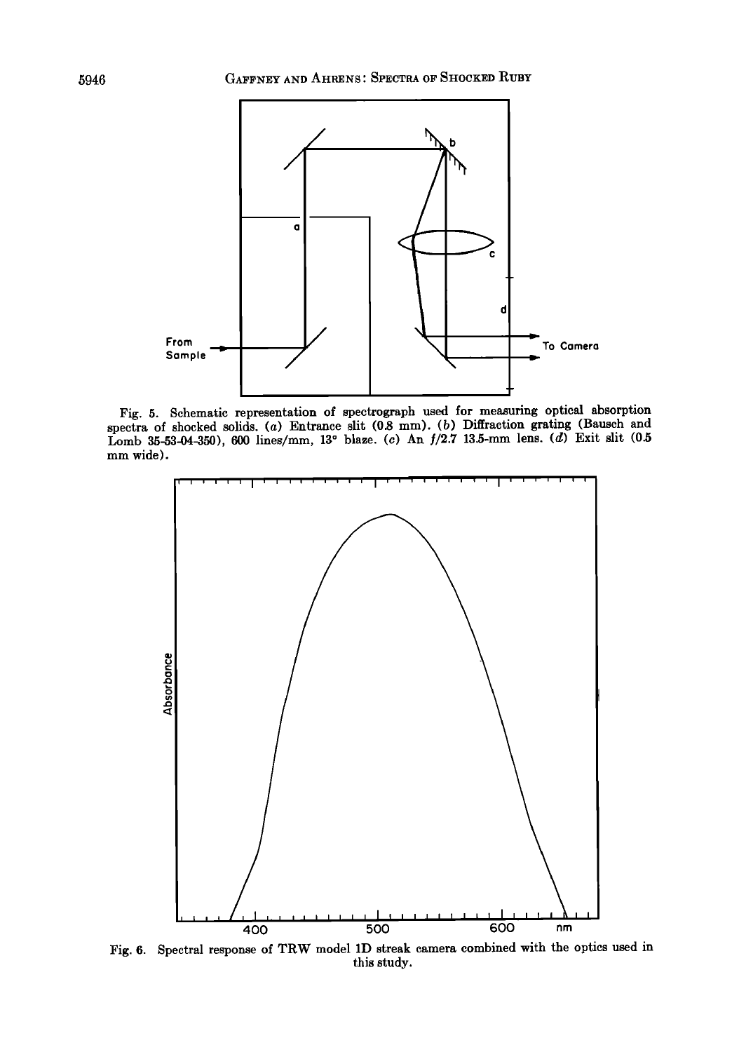Fig. 5. Schematic representation of spectrograph used for measuring optical absorption spectra of shocked solids. (*a*) Entrance slit (0.8 mm). (*b*) Diffraction grating (Bausch and Lomb 35-53-04-350), 600 lines/mm, 13° blaze. (*c*) An $f/2.7$ 13.5-mm lens. (*d*) Exit slit (0.5 mm wide).

Fig. 6. Spectral response of TRW model 1D streak camera combined with the optics used in this study.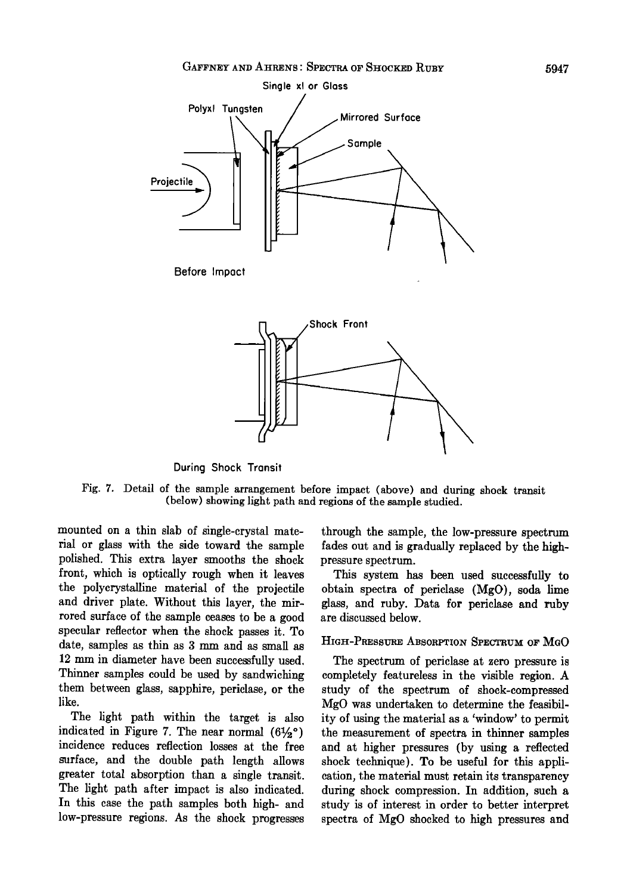Fig. 7. Detail of the sample arrangement before impact (above) and during shock transit (below) showing light path and regions of the sample studied.

mounted on a thin slab of single-crystal material or glass with the side toward the sample polished. This extra layer smooths the shock front, which is optically rough when it leaves the polycrystalline material of the projectile and driver plate. Without this layer, the mirrored surface of the sample ceases to be a good specular reflector when the shock passes it. To date, samples as thin as 3 mm and as small as 12 mm in diameter have been successfully used. Thinner samples could be used by sandwiching them between glass, sapphire, periclase, or the like.

The light path within the target is also indicated in Figure 7. The near normal (6½°) incidence reduces reflection losses at the free surface, and the double path length allows greater total absorption than a single transit. The light path after impact is also indicated. In this case the path samples both high- and low-pressure regions. As the shock progresses through the sample, the low-pressure spectrum fades out and is gradually replaced by the high-pressure spectrum.

This system has been used successfully to obtain spectra of periclase (MgO), soda lime glass, and ruby. Data for periclase and ruby are discussed below.

## High-Pressure Absorption Spectrum of MgO

The spectrum of periclase at zero pressure is completely featureless in the visible region. A study of the spectrum of shock-compressed MgO was undertaken to determine the feasibility of using the material as a 'window' to permit the measurement of spectra in thinner samples and at higher pressures (by using a reflected shock technique). To be useful for this application, the material must retain its transparency during shock compression. In addition, such a study is of interest in order to better interpret spectra of MgO shocked to high pressures and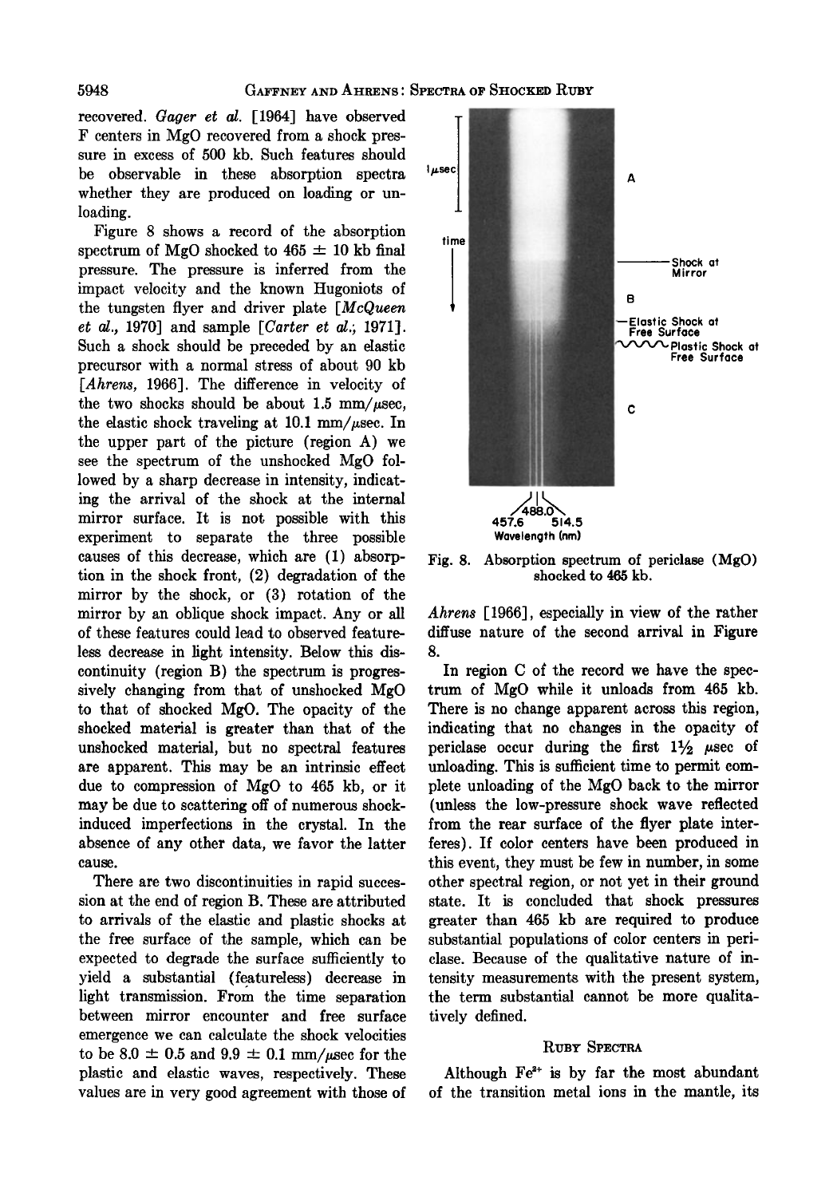recovered. *Gager et al.* [1964] have observed F centers in MgO recovered from a shock pressure in excess of 500 kb. Such features should be observable in these absorption spectra whether they are produced on loading or unloading.

Figure 8 shows a record of the absorption spectrum of MgO shocked to 465 ± 10 kb final pressure. The pressure is inferred from the impact velocity and the known Hugoniots of the tungsten flyer and driver plate [*McQueen et al.*, 1970] and sample [*Carter et al.*, 1971]. Such a shock should be preceded by an elastic precursor with a normal stress of about 90 kb [*Ahrens*, 1966]. The difference in velocity of the two shocks should be about 1.5 mm/μsec, the elastic shock traveling at 10.1 mm/μsec. In the upper part of the picture (region A) we see the spectrum of the unshocked MgO followed by a sharp decrease in intensity, indicating the arrival of the shock at the internal mirror surface. It is not possible with this experiment to separate the three possible causes of this decrease, which are (1) absorption in the shock front, (2) degradation of the mirror by the shock, or (3) rotation of the mirror by an oblique shock impact. Any or all of these features could lead to observed featureless decrease in light intensity. Below this discontinuity (region B) the spectrum is progressively changing from that of unshocked MgO to that of shocked MgO. The opacity of the shocked material is greater than that of the unshocked material, but no spectral features are apparent. This may be an intrinsic effect due to compression of MgO to 465 kb, or it may be due to scattering off of numerous shock-induced imperfections in the crystal. In the absence of any other data, we favor the latter cause.

There are two discontinuities in rapid succession at the end of region B. These are attributed to arrivals of the elastic and plastic shocks at the free surface of the sample, which can be expected to degrade the surface sufficiently to yield a substantial (featureless) decrease in light transmission. From the time separation between mirror encounter and free surface emergence we can calculate the shock velocities to be 8.0 ± 0.5 and 9.9 ± 0.1 mm/μsec for the plastic and elastic waves, respectively. These values are in very good agreement with those of *Ahrens* [1966], especially in view of the rather diffuse nature of the second arrival in Figure 8.

Fig. 8. Absorption spectrum of periclase (MgO) shocked to 465 kb.

In region C of the record we have the spectrum of MgO while it unloads from 465 kb. There is no change apparent across this region, indicating that no changes in the opacity of periclase occur during the first 1½ μsec of unloading. This is sufficient time to permit complete unloading of the MgO back to the mirror (unless the low-pressure shock wave reflected from the rear surface of the flyer plate interferes). If color centers have been produced in this event, they must be few in number, in some other spectral region, or not yet in their ground state. It is concluded that shock pressures greater than 465 kb are required to produce substantial populations of color centers in periclase. Because of the qualitative nature of intensity measurements with the present system, the term substantial cannot be more qualitatively defined.

## RUBY SPECTRA

Although $Fe^{2+}$ is by far the most abundant of the transition metal ions in the mantle, its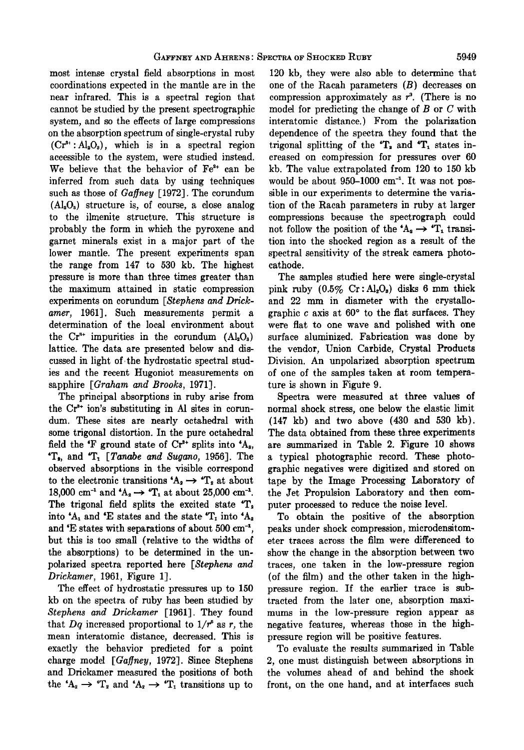most intense crystal field absorptions in most coordinations expected in the mantle are in the near infrared. This is a spectral region that cannot be studied by the present spectrographic system, and so the effects of large compressions on the absorption spectrum of single-crystal ruby ($Cr^{3+}:Al_2O_3$), which is in a spectral region accessible to the system, were studied instead. We believe that the behavior of $Fe^{2+}$ can be inferred from such data by using techniques such as those of *Gaffney* [1972]. The corundum ($Al_2O_3$) structure is, of course, a close analog to the ilmenite structure. This structure is probably the form in which the pyroxene and garnet minerals exist in a major part of the lower mantle. The present experiments span the range from 147 to 530 kb. The highest pressure is more than three times greater than the maximum attained in static compression experiments on corundum [*Stephens and Drickamer*, 1961]. Such measurements permit a determination of the local environment about the $Cr^{3+}$ impurities in the corundum ($Al_2O_3$) lattice. The data are presented below and discussed in light of the hydrostatic spectral studies and the recent Hugoniot measurements on sapphire [*Graham and Brooks*, 1971].

The principal absorptions in ruby arise from the $Cr^{3+}$ ion's substituting in Al sites in corundum. These sites are nearly octahedral with some trigonal distortion. In the pure octahedral field the $^4F$ ground state of $Cr^{3+}$ splits into $^4A_2$, $^4T_2$, and $^4T_1$ [*Tanabe and Sugano*, 1956]. The observed absorptions in the visible correspond to the electronic transitions $^4A_2 \rightarrow {}^4T_2$ at about 18,000 $cm^{-1}$ and $^4A_2 \rightarrow {}^4T_1$ at about 25,000 $cm^{-1}$. The trigonal field splits the excited state $^4T_2$ into $^4A_1$ and $^4E$ states and the state $^4T_1$ into $^4A_2$ and $^4E$ states with separations of about 500 $cm^{-1}$, but this is too small (relative to the widths of the absorptions) to be determined in the unpolarized spectra reported here [*Stephens and Drickamer*, 1961, Figure 1].

The effect of hydrostatic pressures up to 150 kb on the spectra of ruby has been studied by *Stephens and Drickamer* [1961]. They found that $Dq$ increased proportional to $1/r^5$ as $r$, the mean interatomic distance, decreased. This is exactly the behavior predicted for a point charge model [*Gaffney*, 1972]. Since Stephens and Drickamer measured the positions of both the $^4A_2 \rightarrow {}^4T_2$ and $^4A_2 \rightarrow {}^4T_1$ transitions up to 120 kb, they were also able to determine that one of the Racah parameters ($B$) decreases on compression approximately as $r^3$. (There is no model for predicting the change of $B$ or $C$ with interatomic distance.) From the polarization dependence of the spectra they found that the trigonal splitting of the $^4T_2$ and $^4T_1$ states increased on compression for pressures over 60 kb. The value extrapolated from 120 to 150 kb would be about 950–1000 $cm^{-1}$. It was not possible in our experiments to determine the variation of the Racah parameters in ruby at larger compressions because the spectrograph could not follow the position of the $^4A_2 \rightarrow {}^4T_1$ transition into the shocked region as a result of the spectral sensitivity of the streak camera photocathode.

The samples studied here were single-crystal pink ruby (0.5% $Cr:Al_2O_3$) disks 6 mm thick and 22 mm in diameter with the crystallographic $c$ axis at 60° to the flat surfaces. They were flat to one wave and polished with one surface aluminized. Fabrication was done by the vendor, Union Carbide, Crystal Products Division. An unpolarized absorption spectrum of one of the samples taken at room temperature is shown in Figure 9.

Spectra were measured at three values of normal shock stress, one below the elastic limit (147 kb) and two above (430 and 530 kb). The data obtained from these three experiments are summarized in Table 2. Figure 10 shows a typical photographic record. These photographic negatives were digitized and stored on tape by the Image Processing Laboratory of the Jet Propulsion Laboratory and then computer processed to reduce the noise level.

To obtain the positive of the absorption peaks under shock compression, microdensitometer traces across the film were differenced to show the change in the absorption between two traces, one taken in the low-pressure region (of the film) and the other taken in the high-pressure region. If the earlier trace is subtracted from the later one, absorption maximums in the low-pressure region appear as negative features, whereas those in the high-pressure region will be positive features.

To evaluate the results summarized in Table 2, one must distinguish between absorptions in the volumes ahead of and behind the shock front, on the one hand, and at interfaces such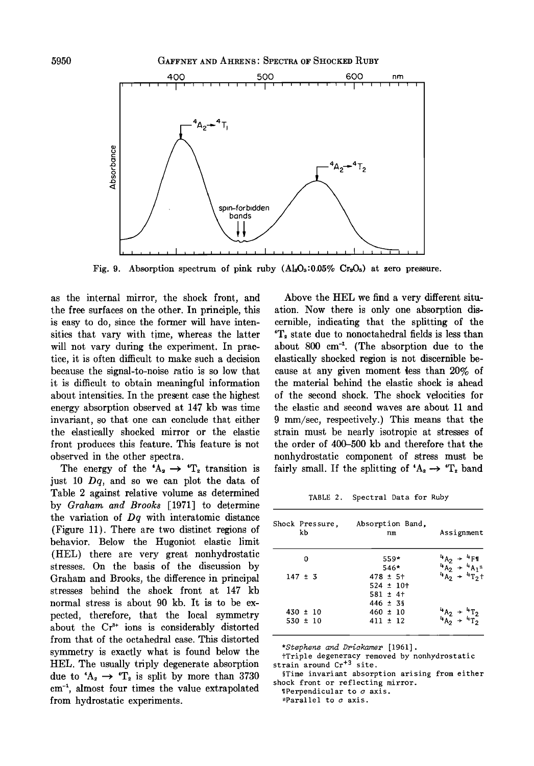Fig. 9. Absorption spectrum of pink ruby ($Al_2O_3$:0.05% $Cr_2O_3$) at zero pressure.

as the internal mirror, the shock front, and the free surfaces on the other. In principle, this is easy to do, since the former will have intensities that vary with time, whereas the latter will not vary during the experiment. In practice, it is often difficult to make such a decision because the signal-to-noise ratio is so low that it is difficult to obtain meaningful information about intensities. In the present case the highest energy absorption observed at 147 kb was time invariant, so that one can conclude that either the elastically shocked mirror or the elastic front produces this feature. This feature is not observed in the other spectra.

The energy of the ${}^4A_2 \rightarrow {}^4T_2$ transition is just 10 $Dq$, and so we can plot the data of Table 2 against relative volume as determined by *Graham and Brooks* [1971] to determine the variation of $Dq$ with interatomic distance (Figure 11). There are two distinct regions of behavior. Below the Hugoniot elastic limit (HEL) there are very great nonhydrostatic stresses. On the basis of the discussion by Graham and Brooks, the difference in principal stresses behind the shock front at 147 kb normal stress is about 90 kb. It is to be expected, therefore, that the local symmetry about the $Cr^{3+}$ ions is considerably distorted from that of the octahedral case. This distorted symmetry is exactly what is found below the HEL. The usually triply degenerate absorption due to ${}^4A_2 \rightarrow {}^4T_2$ is split by more than 3730 $cm^{-1}$, almost four times the value extrapolated from hydrostatic experiments.

Above the HEL we find a very different situation. Now there is only one absorption discernible, indicating that the splitting of the ${}^4T_2$ state due to nonoctahedral fields is less than about 800 $cm^{-1}$. (The absorption due to the elastically shocked region is not discernible because at any given moment less than 20% of the material behind the elastic shock is ahead of the second shock. The shock velocities for the elastic and second waves are about 11 and 9 mm/sec, respectively.) This means that the strain must be nearly isotropic at stresses of the order of 400–500 kb and therefore that the nonhydrostatic component of stress must be fairly small. If the splitting of ${}^4A_2 \rightarrow {}^4T_2$ band

TABLE 2. Spectral Data for Ruby

| Shock Pressure, kb | Absorption Band, nm | Assignment |
|---|---|---|
| 0 | 559* | ${}^4A_2 \rightarrow {}^4F$¶ |
| | 546* | ${}^4A_2 \rightarrow {}^4A_1$‖ |
| 147 ± 3 | 478 ± 5† | ${}^4A_2 \rightarrow {}^4T_2$† |
| | 524 ± 10† | |
| | 581 ± 4† | |
| | 446 ± 3§ | |
| 430 ± 10 | 460 ± 10 | ${}^4A_2 \rightarrow {}^4T_2$ |
| 530 ± 10 | 411 ± 12 | ${}^4A_2 \rightarrow {}^4T_2$ |

*Stephens and Drickamer [1961].

†Triple degeneracy removed by nonhydrostatic strain around $Cr^{+3}$ site.

§Time invariant absorption arising from either shock front or reflecting mirror.

¶Perpendicular to $c$ axis.

‖Parallel to $c$ axis.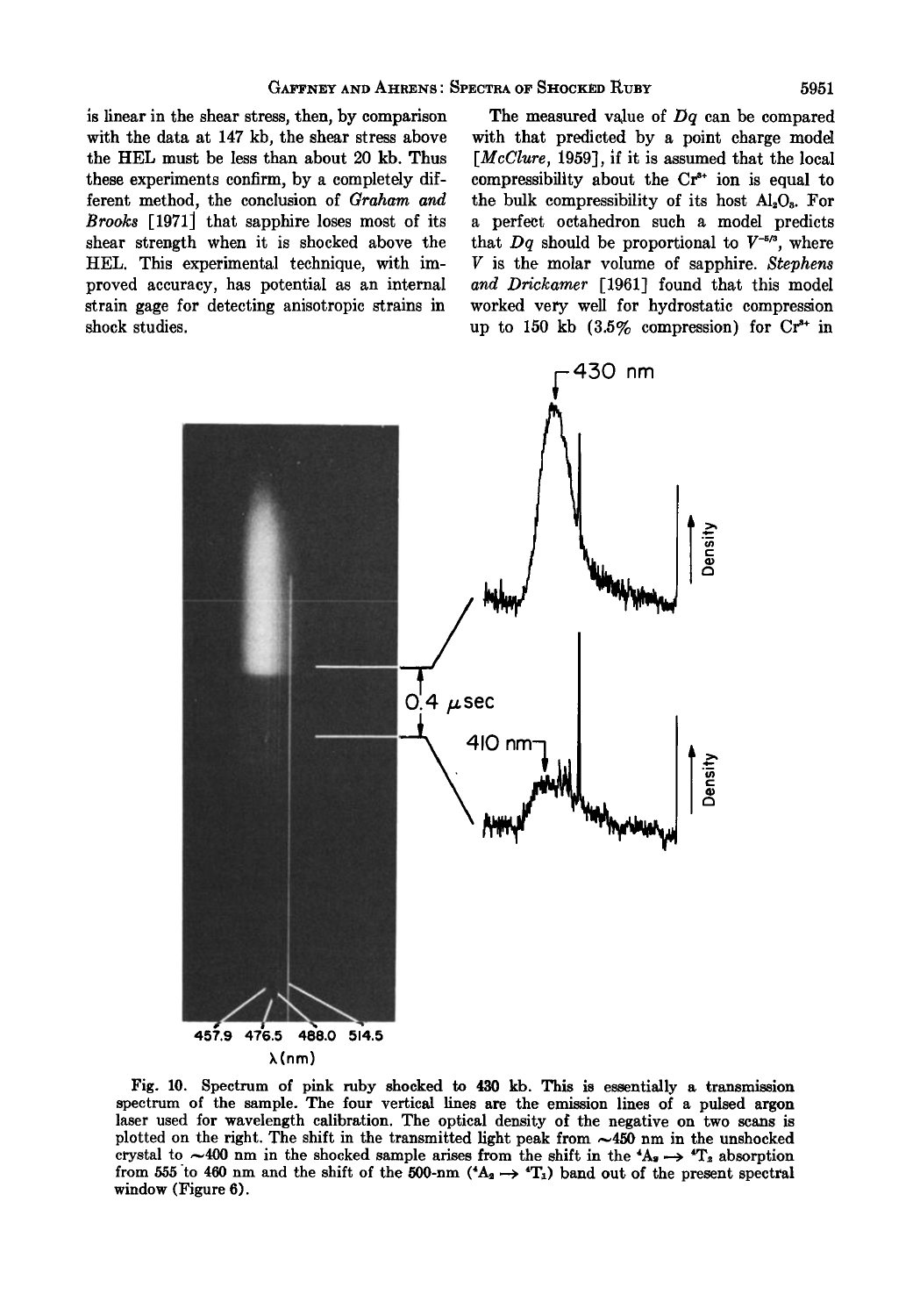is linear in the shear stress, then, by comparison with the data at 147 kb, the shear stress above the HEL must be less than about 20 kb. Thus these experiments confirm, by a completely different method, the conclusion of *Graham and Brooks* [1971] that sapphire loses most of its shear strength when it is shocked above the HEL. This experimental technique, with improved accuracy, has potential as an internal strain gage for detecting anisotropic strains in shock studies.

The measured value of $Dq$ can be compared with that predicted by a point charge model [*McClure*, 1959], if it is assumed that the local compressibility about the $Cr^{3+}$ ion is equal to the bulk compressibility of its host $Al_2O_3$. For a perfect octahedron such a model predicts that $Dq$ should be proportional to $V^{-5/3}$, where $V$ is the molar volume of sapphire. *Stephens and Drickamer* [1961] found that this model worked very well for hydrostatic compression up to 150 kb (3.5% compression) for $Cr^{3+}$ in

Fig. 10. Spectrum of pink ruby shocked to 430 kb. This is essentially a transmission spectrum of the sample. The four vertical lines are the emission lines of a pulsed argon laser used for wavelength calibration. The optical density of the negative on two scans is plotted on the right. The shift in the transmitted light peak from ~450 nm in the unshocked crystal to ~400 nm in the shocked sample arises from the shift in the $^4A_2 \rightarrow {}^4T_2$ absorption from 555 to 460 nm and the shift of the 500-nm ($^4A_2 \rightarrow {}^4T_1$) band out of the present spectral window (Figure 6).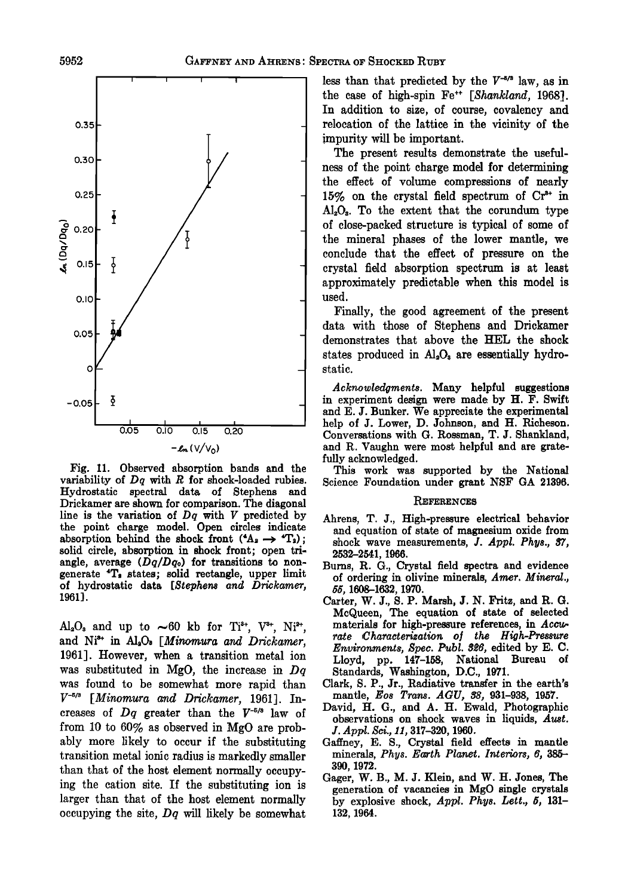Fig. 11. Observed absorption bands and the variability of $Dq$ with $R$ for shock-loaded rubies. Hydrostatic spectral data of Stephens and Drickamer are shown for comparison. The diagonal line is the variation of $Dq$ with $V$ predicted by the point charge model. Open circles indicate absorption behind the shock front ($^4A_2 \rightarrow {}^4T_2$); solid circle, absorption in shock front; open triangle, average ($Dq/Dq_0$) for transitions to nongenerate $^4T_2$ states; solid rectangle, upper limit of hydrostatic data [*Stephens and Drickamer*, 1961].

$Al_2O_3$ and up to ~60 kb for $Ti^{3+}$, $V^{3+}$, $Ni^{2+}$, and $Ni^{3+}$ in $Al_2O_3$ [*Minomura and Drickamer*, 1961]. However, when a transition metal ion was substituted in MgO, the increase in $Dq$ was found to be somewhat more rapid than $V^{-5/3}$ [*Minomura and Drickamer*, 1961]. Increases of $Dq$ greater than the $V^{-5/3}$ law of from 10 to 60% as observed in MgO are probably more likely to occur if the substituting transition metal ionic radius is markedly smaller than that of the host element normally occupying the cation site. If the substituting ion is larger than that of the host element normally occupying the site, $Dq$ will likely be somewhat less than that predicted by the $V^{-5/3}$ law, as in the case of high-spin $Fe^{++}$ [*Shankland*, 1968]. In addition to size, of course, covalency and relocation of the lattice in the vicinity of the impurity will be important.

The present results demonstrate the usefulness of the point charge model for determining the effect of volume compressions of nearly 15% on the crystal field spectrum of $Cr^{3+}$ in $Al_2O_3$. To the extent that the corundum type of close-packed structure is typical of some of the mineral phases of the lower mantle, we conclude that the effect of pressure on the crystal field absorption spectrum is at least approximately predictable when this model is used.

Finally, the good agreement of the present data with those of Stephens and Drickamer demonstrates that above the HEL the shock states produced in $Al_2O_3$ are essentially hydrostatic.

*Acknowledgments.* Many helpful suggestions in experiment design were made by H. F. Swift and E. J. Bunker. We appreciate the experimental help of J. Lower, D. Johnson, and H. Richeson. Conversations with G. Rossman, T. J. Shankland, and R. Vaughn were most helpful and are gratefully acknowledged.

This work was supported by the National Science Foundation under grant NSF GA 21396.

## References

Ahrens, T. J., High-pressure electrical behavior and equation of state of magnesium oxide from shock wave measurements, *J. Appl. Phys.*, *37*, 2532–2541, 1966.

Burns, R. G., Crystal field spectra and evidence of ordering in olivine minerals, *Amer. Mineral.*, *55*, 1608–1632, 1970.

Carter, W. J., S. P. Marsh, J. N. Fritz, and R. G. McQueen, The equation of state of selected materials for high-pressure references, in *Accurate Characterization of the High-Pressure Environments*, *Spec. Publ. 326*, edited by E. C. Lloyd, pp. 147–158, National Bureau of Standards, Washington, D.C., 1971.

Clark, S. P., Jr., Radiative transfer in the earth's mantle, *Eos Trans. AGU*, *38*, 931–938, 1957.

David, H. G., and A. H. Ewald, Photographic observations on shock waves in liquids, *Aust. J. Appl. Sci.*, *11*, 317–320, 1960.

Gaffney, E. S., Crystal field effects in mantle minerals, *Phys. Earth Planet. Interiors*, *6*, 385–390, 1972.

Gager, W. B., M. J. Klein, and W. H. Jones, The generation of vacancies in MgO single crystals by explosive shock, *Appl. Phys. Lett.*, *5*, 131–132, 1964.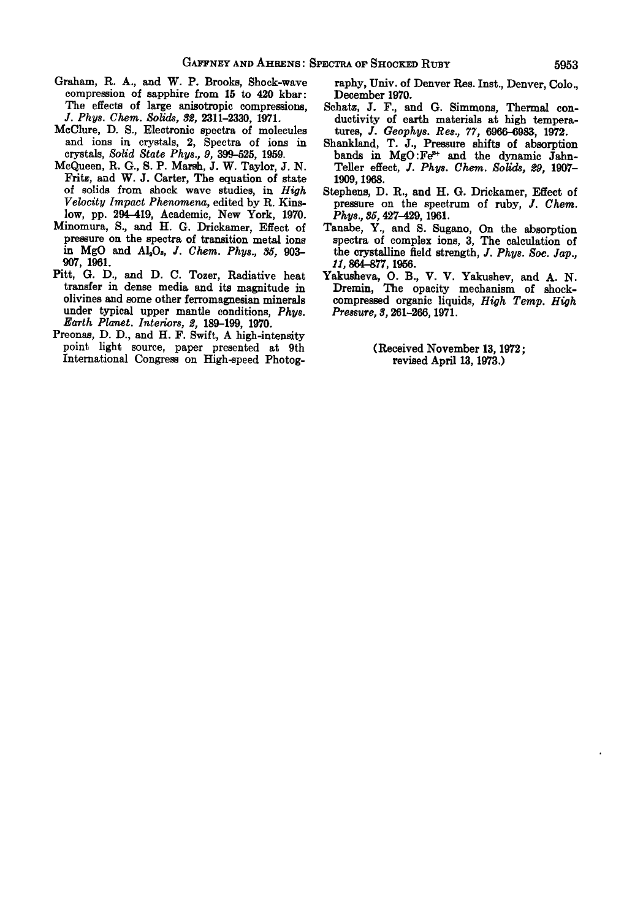Graham, R. A., and W. P. Brooks, Shock-wave compression of sapphire from 15 to 420 kbar: The effects of large anisotropic compressions, *J. Phys. Chem. Solids*, *32*, 2311–2330, 1971.

McClure, D. S., Electronic spectra of molecules and ions in crystals, 2, Spectra of ions in crystals, *Solid State Phys.*, *9*, 399–525, 1959.

McQueen, R. G., S. P. Marsh, J. W. Taylor, J. N. Fritz, and W. J. Carter, The equation of state of solids from shock wave studies, in *High Velocity Impact Phenomena*, edited by R. Kinslow, pp. 294–419, Academic, New York, 1970.

Minomura, S., and H. G. Drickamer, Effect of pressure on the spectra of transition metal ions in MgO and $Al_2O_3$, *J. Chem. Phys.*, *35*, 903–907, 1961.

Pitt, G. D., and D. C. Tozer, Radiative heat transfer in dense media and its magnitude in olivines and some other ferromagnesian minerals under typical upper mantle conditions, *Phys. Earth Planet. Interiors*, *2*, 189–199, 1970.

Preonas, D. D., and H. F. Swift, A high-intensity point light source, paper presented at 9th International Congress on High-speed Photography, Univ. of Denver Res. Inst., Denver, Colo., December 1970.

Schatz, J. F., and G. Simmons, Thermal conductivity of earth materials at high temperatures, *J. Geophys. Res.*, *77*, 6966–6983, 1972.

Shankland, T. J., Pressure shifts of absorption bands in $MgO:Fe^{2+}$ and the dynamic Jahn-Teller effect, *J. Phys. Chem. Solids*, *29*, 1907–1909, 1968.

Stephens, D. R., and H. G. Drickamer, Effect of pressure on the spectrum of ruby, *J. Chem. Phys.*, *35*, 427–429, 1961.

Tanabe, Y., and S. Sugano, On the absorption spectra of complex ions, 3, The calculation of the crystalline field strength, *J. Phys. Soc. Jap.*, *11*, 864–877, 1956.

Yakusheva, O. B., V. V. Yakushev, and A. N. Dremin, The opacity mechanism of shock-compressed organic liquids, *High Temp. High Pressure*, *3*, 261–266, 1971.

(Received November 13, 1972;
revised April 13, 1973.)